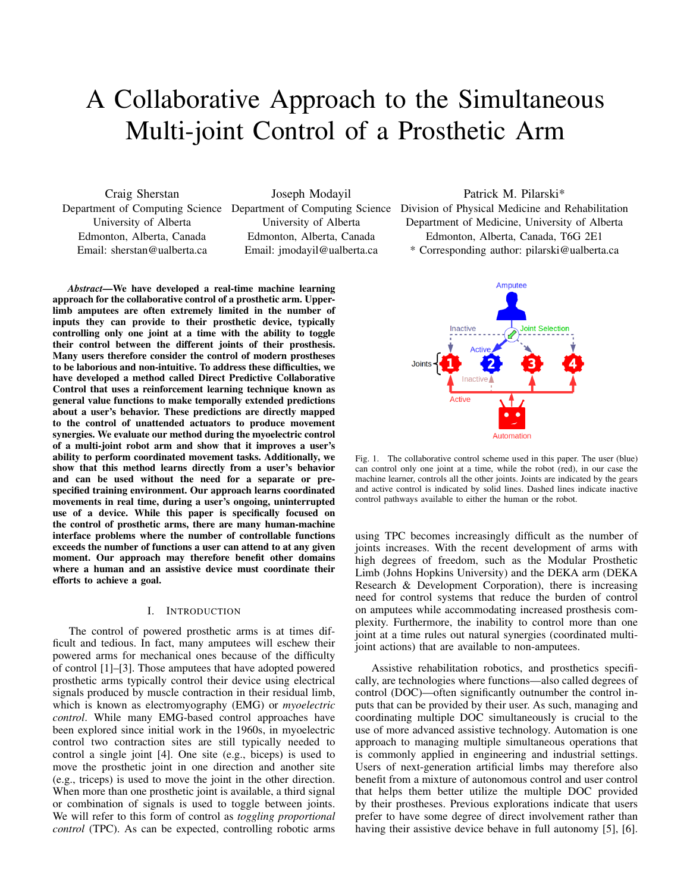# A Collaborative Approach to the Simultaneous Multi-joint Control of a Prosthetic Arm

Craig Sherstan
Department of Computing Science
University of Alberta
Edmonton, Alberta, Canada
Email: sherstan@ualberta.ca

Joseph Modayil
Department of Computing Science
University of Alberta
Edmonton, Alberta, Canada
Email: jmodayil@ualberta.ca

Patrick M. Pilarski*
Division of Physical Medicine and Rehabilitation
Department of Medicine, University of Alberta
Edmonton, Alberta, Canada, T6G 2E1
* Corresponding author: pilarski@ualberta.ca

***Abstract*—We have developed a real-time machine learning approach for the collaborative control of a prosthetic arm. Upper-limb amputees are often extremely limited in the number of inputs they can provide to their prosthetic device, typically controlling only one joint at a time with the ability to toggle their control between the different joints of their prosthesis. Many users therefore consider the control of modern prostheses to be laborious and non-intuitive. To address these difficulties, we have developed a method called Direct Predictive Collaborative Control that uses a reinforcement learning technique known as general value functions to make temporally extended predictions about a user's behavior. These predictions are directly mapped to the control of unattended actuators to produce movement synergies. We evaluate our method during the myoelectric control of a multi-joint robot arm and show that it improves a user's ability to perform coordinated movement tasks. Additionally, we show that this method learns directly from a user's behavior and can be used without the need for a separate or pre-specified training environment. Our approach learns coordinated movements in real time, during a user's ongoing, uninterrupted use of a device. While this paper is specifically focused on the control of prosthetic arms, there are many human-machine interface problems where the number of controllable functions exceeds the number of functions a user can attend to at any given moment. Our approach may therefore benefit other domains where a human and an assistive device must coordinate their efforts to achieve a goal.**

## I. Introduction

The control of powered prosthetic arms is at times difficult and tedious. In fact, many amputees will eschew their powered arms for mechanical ones because of the difficulty of control [1]–[3]. Those amputees that have adopted powered prosthetic arms typically control their device using electrical signals produced by muscle contraction in their residual limb, which is known as electromyography (EMG) or *myoelectric control*. While many EMG-based control approaches have been explored since initial work in the 1960s, in myoelectric control two contraction sites are still typically needed to control a single joint [4]. One site (e.g., biceps) is used to move the prosthetic joint in one direction and another site (e.g., triceps) is used to move the joint in the other direction. When more than one prosthetic joint is available, a third signal or combination of signals is used to toggle between joints. We will refer to this form of control as *toggling proportional control* (TPC). As can be expected, controlling robotic arms using TPC becomes increasingly difficult as the number of joints increases. With the recent development of arms with high degrees of freedom, such as the Modular Prosthetic Limb (Johns Hopkins University) and the DEKA arm (DEKA Research & Development Corporation), there is increasing need for control systems that reduce the burden of control on amputees while accommodating increased prosthesis complexity. Furthermore, the inability to control more than one joint at a time rules out natural synergies (coordinated multi-joint actions) that are available to non-amputees.

Amputee
Inactive
Joint Selection
Active
Joints
1
2
3
4
Inactive
Active
Automation

Fig. 1. The collaborative control scheme used in this paper. The user (blue) can control only one joint at a time, while the robot (red), in our case the machine learner, controls all the other joints. Joints are indicated by the gears and active control is indicated by solid lines. Dashed lines indicate inactive control pathways available to either the human or the robot.

Assistive rehabilitation robotics, and prosthetics specifically, are technologies where functions—also called degrees of control (DOC)—often significantly outnumber the control inputs that can be provided by their user. As such, managing and coordinating multiple DOC simultaneously is crucial to the use of more advanced assistive technology. Automation is one approach to managing multiple simultaneous operations that is commonly applied in engineering and industrial settings. Users of next-generation artificial limbs may therefore also benefit from a mixture of autonomous control and user control that helps them better utilize the multiple DOC provided by their prostheses. Previous explorations indicate that users prefer to have some degree of direct involvement rather than having their assistive device behave in full autonomy [5], [6].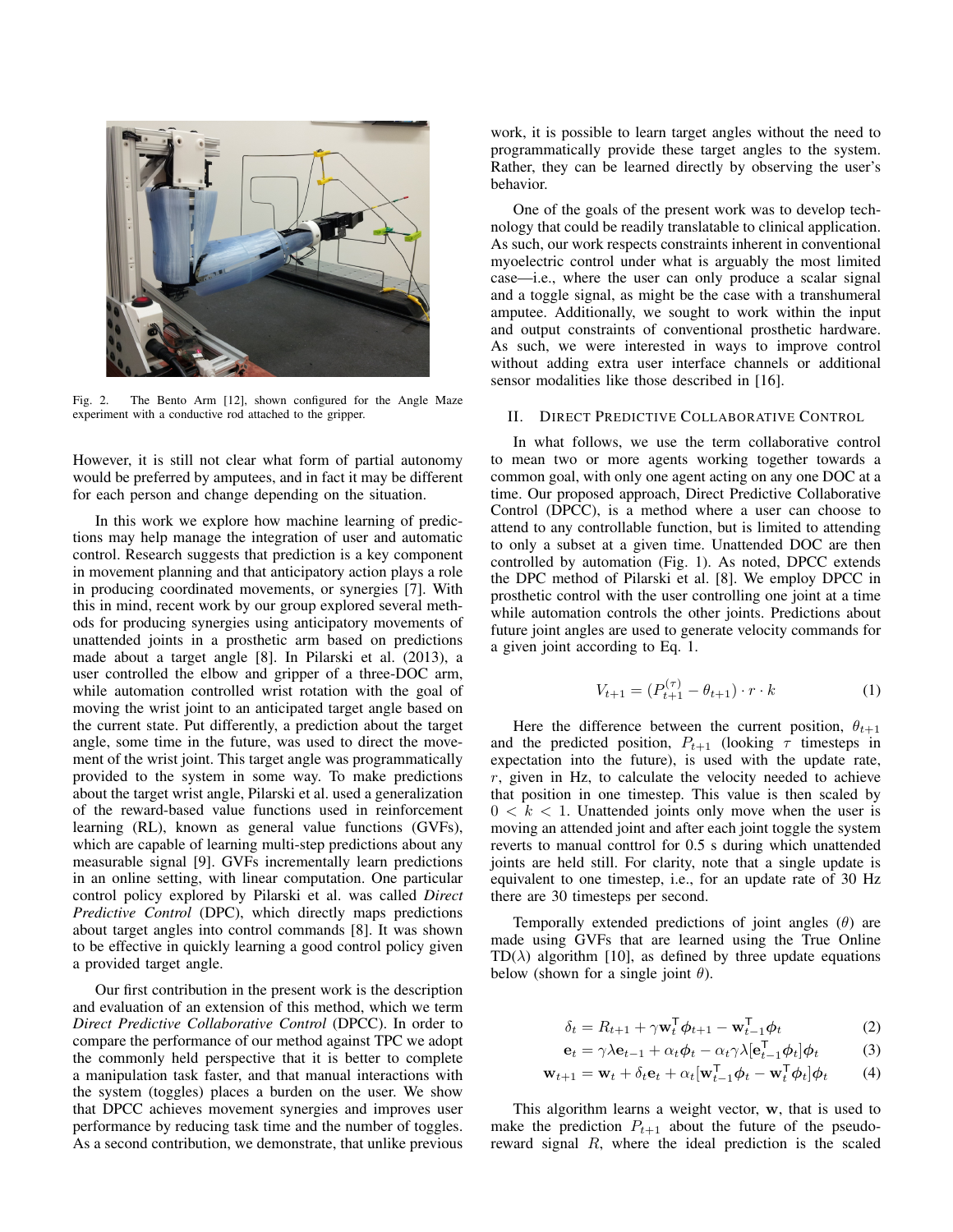Fig. 2. The Bento Arm [12], shown configured for the Angle Maze experiment with a conductive rod attached to the gripper.

However, it is still not clear what form of partial autonomy would be preferred by amputees, and in fact it may be different for each person and change depending on the situation.

In this work we explore how machine learning of predictions may help manage the integration of user and automatic control. Research suggests that prediction is a key component in movement planning and that anticipatory action plays a role in producing coordinated movements, or synergies [7]. With this in mind, recent work by our group explored several methods for producing synergies using anticipatory movements of unattended joints in a prosthetic arm based on predictions made about a target angle [8]. In Pilarski et al. (2013), a user controlled the elbow and gripper of a three-DOC arm, while automation controlled wrist rotation with the goal of moving the wrist joint to an anticipated target angle based on the current state. Put differently, a prediction about the target angle, some time in the future, was used to direct the movement of the wrist joint. This target angle was programmatically provided to the system in some way. To make predictions about the target wrist angle, Pilarski et al. used a generalization of the reward-based value functions used in reinforcement learning (RL), known as general value functions (GVFs), which are capable of learning multi-step predictions about any measurable signal [9]. GVFs incrementally learn predictions in an online setting, with linear computation. One particular control policy explored by Pilarski et al. was called *Direct Predictive Control* (DPC), which directly maps predictions about target angles into control commands [8]. It was shown to be effective in quickly learning a good control policy given a provided target angle.

Our first contribution in the present work is the description and evaluation of an extension of this method, which we term *Direct Predictive Collaborative Control* (DPCC). In order to compare the performance of our method against TPC we adopt the commonly held perspective that it is better to complete a manipulation task faster, and that manual interactions with the system (toggles) places a burden on the user. We show that DPCC achieves movement synergies and improves user performance by reducing task time and the number of toggles. As a second contribution, we demonstrate, that unlike previous work, it is possible to learn target angles without the need to programmatically provide these target angles to the system. Rather, they can be learned directly by observing the user's behavior.

One of the goals of the present work was to develop technology that could be readily translatable to clinical application. As such, our work respects constraints inherent in conventional myoelectric control under what is arguably the most limited case—i.e., where the user can only produce a scalar signal and a toggle signal, as might be the case with a transhumeral amputee. Additionally, we sought to work within the input and output constraints of conventional prosthetic hardware. As such, we were interested in ways to improve control without adding extra user interface channels or additional sensor modalities like those described in [16].

## II. Direct Predictive Collaborative Control

In what follows, we use the term collaborative control to mean two or more agents working together towards a common goal, with only one agent acting on any one DOC at a time. Our proposed approach, Direct Predictive Collaborative Control (DPCC), is a method where a user can choose to attend to any controllable function, but is limited to attending to only a subset at a given time. Unattended DOC are then controlled by automation (Fig. 1). As noted, DPCC extends the DPC method of Pilarski et al. [8]. We employ DPCC in prosthetic control with the user controlling one joint at a time while automation controls the other joints. Predictions about future joint angles are used to generate velocity commands for a given joint according to Eq. 1.

$$V_{t+1} = (P_{t+1}^{(\tau)} - \theta_{t+1}) \cdot r \cdot k \tag{1}$$

Here the difference between the current position, $\theta_{t+1}$ and the predicted position, $P_{t+1}$ (looking $\tau$ timesteps in expectation into the future), is used with the update rate, $r$, given in Hz, to calculate the velocity needed to achieve that position in one timestep. This value is then scaled by $0 < k < 1$. Unattended joints only move when the user is moving an attended joint and after each joint toggle the system reverts to manual conttrol for 0.5 s during which unattended joints are held still. For clarity, note that a single update is equivalent to one timestep, i.e., for an update rate of 30 Hz there are 30 timesteps per second.

Temporally extended predictions of joint angles ($\theta$) are made using GVFs that are learned using the True Online TD($\lambda$) algorithm [10], as defined by three update equations below (shown for a single joint $\theta$).

$$\delta_t = R_{t+1} + \gamma \mathbf{w}_t^\mathsf{T} \boldsymbol{\phi}_{t+1} - \mathbf{w}_{t-1}^\mathsf{T} \boldsymbol{\phi}_t \tag{2}$$

$$\mathbf{e}_t = \gamma\lambda \mathbf{e}_{t-1} + \alpha_t \boldsymbol{\phi}_t - \alpha_t \gamma\lambda [\mathbf{e}_{t-1}^\mathsf{T} \boldsymbol{\phi}_t] \boldsymbol{\phi}_t \tag{3}$$

$$\mathbf{w}_{t+1} = \mathbf{w}_t + \delta_t \mathbf{e}_t + \alpha_t [\mathbf{w}_{t-1}^\mathsf{T} \boldsymbol{\phi}_t - \mathbf{w}_t^\mathsf{T} \boldsymbol{\phi}_t] \boldsymbol{\phi}_t \tag{4}$$

This algorithm learns a weight vector, $\mathbf{w}$, that is used to make the prediction $P_{t+1}$ about the future of the pseudo-reward signal $R$, where the ideal prediction is the scaled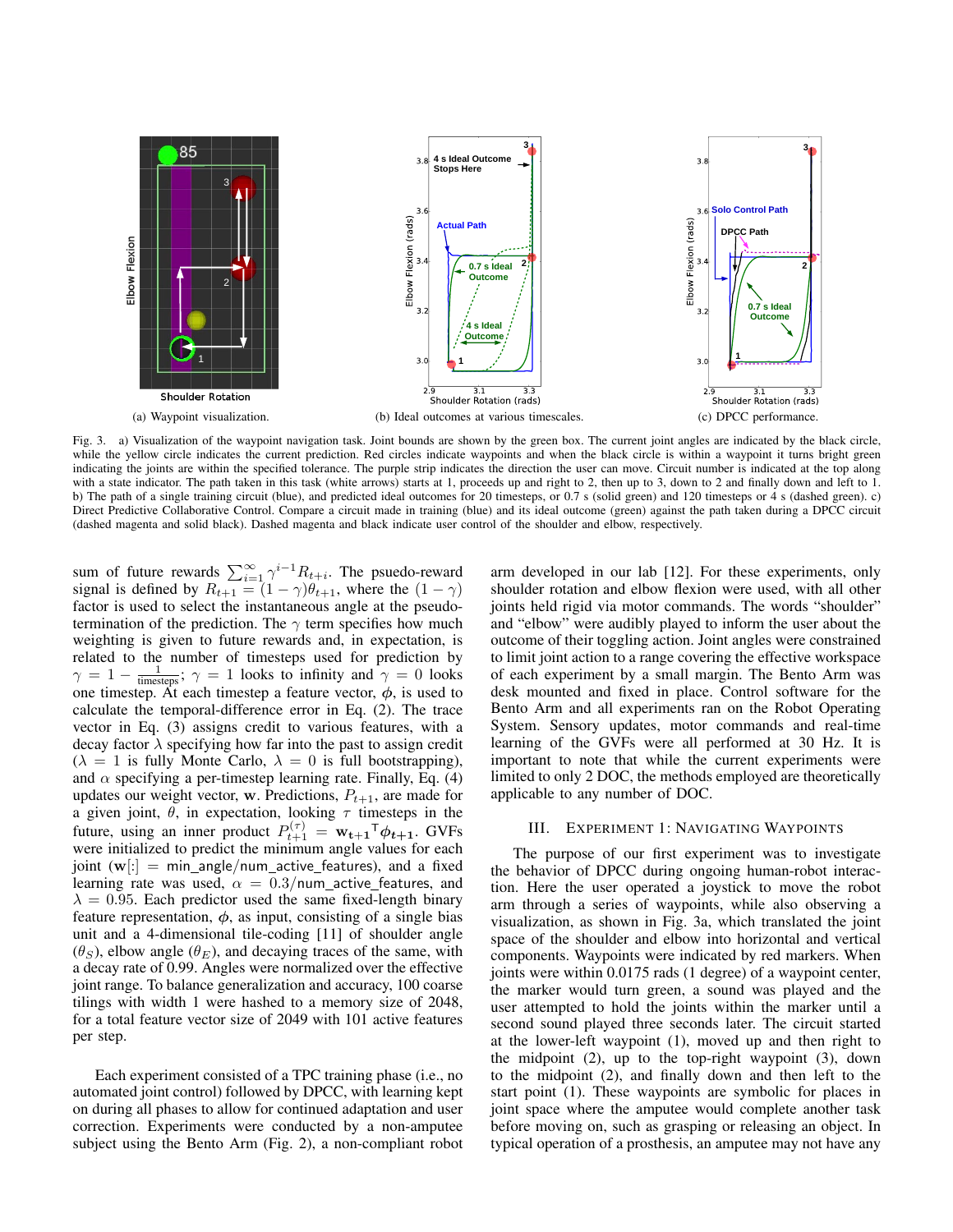(a) Waypoint visualization.

(b) Ideal outcomes at various timescales.

(c) DPCC performance.

Fig. 3. a) Visualization of the waypoint navigation task. Joint bounds are shown by the green box. The current joint angles are indicated by the black circle, while the yellow circle indicates the current prediction. Red circles indicate waypoints and when the black circle is within a waypoint it turns bright green indicating the joints are within the specified tolerance. The purple strip indicates the direction the user can move. Circuit number is indicated at the top along with a state indicator. The path taken in this task (white arrows) starts at 1, proceeds up and right to 2, then up to 3, down to 2 and finally down and left to 1. b) The path of a single training circuit (blue), and predicted ideal outcomes for 20 timesteps, or 0.7 s (solid green) and 120 timesteps or 4 s (dashed green). c) Direct Predictive Collaborative Control. Compare a circuit made in training (blue) and its ideal outcome (green) against the path taken during a DPCC circuit (dashed magenta and solid black). Dashed magenta and black indicate user control of the shoulder and elbow, respectively.

sum of future rewards $\sum_{i=1}^{\infty} \gamma^{i-1} R_{t+i}$. The psuedo-reward signal is defined by $R_{t+1} = (1-\gamma)\theta_{t+1}$, where the $(1-\gamma)$ factor is used to select the instantaneous angle at the pseudo-termination of the prediction. The $\gamma$ term specifies how much weighting is given to future rewards and, in expectation, is related to the number of timesteps used for prediction by $\gamma = 1 - \frac{1}{\text{timesteps}}$; $\gamma = 1$ looks to infinity and $\gamma = 0$ looks one timestep. At each timestep a feature vector, $\phi$, is used to calculate the temporal-difference error in Eq. (2). The trace vector in Eq. (3) assigns credit to various features, with a decay factor $\lambda$ specifying how far into the past to assign credit ($\lambda = 1$ is fully Monte Carlo, $\lambda = 0$ is full bootstrapping), and $\alpha$ specifying a per-timestep learning rate. Finally, Eq. (4) updates our weight vector, $\mathbf{w}$. Predictions, $P_{t+1}$, are made for a given joint, $\theta$, in expectation, looking $\tau$ timesteps in the future, using an inner product $P_{t+1}^{(\tau)} = \mathbf{w_{t+1}}^\intercal \boldsymbol{\phi_{t+1}}$. GVFs were initialized to predict the minimum angle values for each joint ($\mathbf{w}[:] = \text{min\_angle/num\_active\_features}$), and a fixed learning rate was used, $\alpha = 0.3/\text{num\_active\_features}$, and $\lambda = 0.95$. Each predictor used the same fixed-length binary feature representation, $\phi$, as input, consisting of a single bias unit and a 4-dimensional tile-coding [11] of shoulder angle ($\theta_S$), elbow angle ($\theta_E$), and decaying traces of the same, with a decay rate of 0.99. Angles were normalized over the effective joint range. To balance generalization and accuracy, 100 coarse tilings with width 1 were hashed to a memory size of 2048, for a total feature vector size of 2049 with 101 active features per step.

Each experiment consisted of a TPC training phase (i.e., no automated joint control) followed by DPCC, with learning kept on during all phases to allow for continued adaptation and user correction. Experiments were conducted by a non-amputee subject using the Bento Arm (Fig. 2), a non-compliant robot arm developed in our lab [12]. For these experiments, only shoulder rotation and elbow flexion were used, with all other joints held rigid via motor commands. The words "shoulder" and "elbow" were audibly played to inform the user about the outcome of their toggling action. Joint angles were constrained to limit joint action to a range covering the effective workspace of each experiment by a small margin. The Bento Arm was desk mounted and fixed in place. Control software for the Bento Arm and all experiments ran on the Robot Operating System. Sensory updates, motor commands and real-time learning of the GVFs were all performed at 30 Hz. It is important to note that while the current experiments were limited to only 2 DOC, the methods employed are theoretically applicable to any number of DOC.

## III. Experiment 1: Navigating Waypoints

The purpose of our first experiment was to investigate the behavior of DPCC during ongoing human-robot interaction. Here the user operated a joystick to move the robot arm through a series of waypoints, while also observing a visualization, as shown in Fig. 3a, which translated the joint space of the shoulder and elbow into horizontal and vertical components. Waypoints were indicated by red markers. When joints were within 0.0175 rads (1 degree) of a waypoint center, the marker would turn green, a sound was played and the user attempted to hold the joints within the marker until a second sound played three seconds later. The circuit started at the lower-left waypoint (1), moved up and then right to the midpoint (2), up to the top-right waypoint (3), down to the midpoint (2), and finally down and then left to the start point (1). These waypoints are symbolic for places in joint space where the amputee would complete another task such as grasping or releasing an object. In typical operation of a prosthesis, an amputee may not have any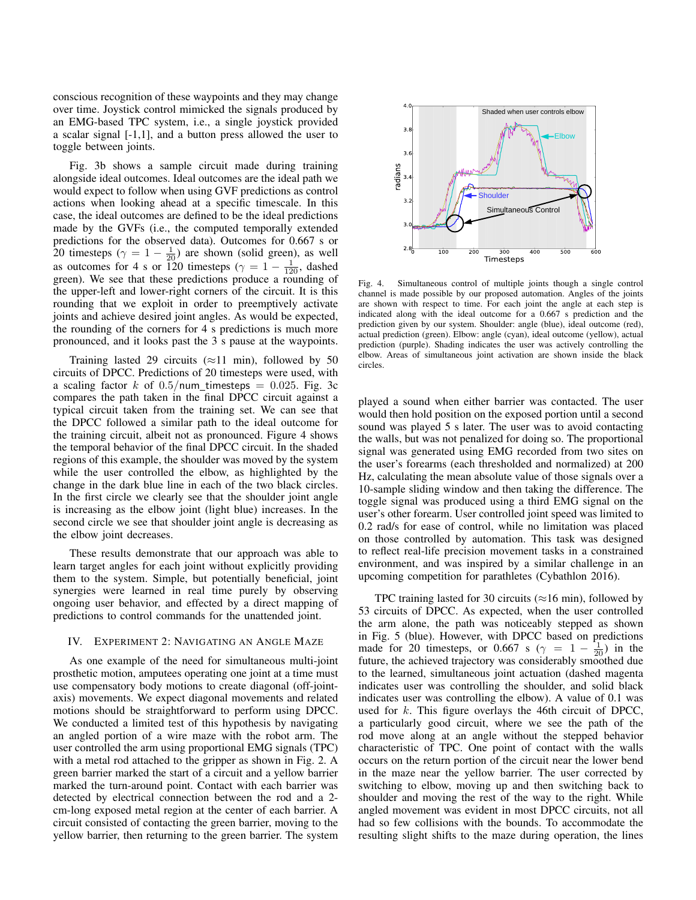conscious recognition of these waypoints and they may change over time. Joystick control mimicked the signals produced by an EMG-based TPC system, i.e., a single joystick provided a scalar signal [-1,1], and a button press allowed the user to toggle between joints.

Fig. 3b shows a sample circuit made during training alongside ideal outcomes. Ideal outcomes are the ideal path we would expect to follow when using GVF predictions as control actions when looking ahead at a specific timescale. In this case, the ideal outcomes are defined to be the ideal predictions made by the GVFs (i.e., the computed temporally extended predictions for the observed data). Outcomes for 0.667 s or 20 timesteps ($\gamma = 1 - \frac{1}{20}$) are shown (solid green), as well as outcomes for 4 s or 120 timesteps ($\gamma = 1 - \frac{1}{120}$, dashed green). We see that these predictions produce a rounding of the upper-left and lower-right corners of the circuit. It is this rounding that we exploit in order to preemptively activate joints and achieve desired joint angles. As would be expected, the rounding of the corners for 4 s predictions is much more pronounced, and it looks past the 3 s pause at the waypoints.

Training lasted 29 circuits ($\approx$11 min), followed by 50 circuits of DPCC. Predictions of 20 timesteps were used, with a scaling factor $k$ of $0.5/\text{num\_timesteps} = 0.025$. Fig. 3c compares the path taken in the final DPCC circuit against a typical circuit taken from the training set. We can see that the DPCC followed a similar path to the ideal outcome for the training circuit, albeit not as pronounced. Figure 4 shows the temporal behavior of the final DPCC circuit. In the shaded regions of this example, the shoulder was moved by the system while the user controlled the elbow, as highlighted by the change in the dark blue line in each of the two black circles. In the first circle we clearly see that the shoulder joint angle is increasing as the elbow joint (light blue) increases. In the second circle we see that shoulder joint angle is decreasing as the elbow joint decreases.

These results demonstrate that our approach was able to learn target angles for each joint without explicitly providing them to the system. Simple, but potentially beneficial, joint synergies were learned in real time purely by observing ongoing user behavior, and effected by a direct mapping of predictions to control commands for the unattended joint.

## IV. Experiment 2: Navigating an Angle Maze

As one example of the need for simultaneous multi-joint prosthetic motion, amputees operating one joint at a time must use compensatory body motions to create diagonal (off-joint-axis) movements. We expect diagonal movements and related motions should be straightforward to perform using DPCC. We conducted a limited test of this hypothesis by navigating an angled portion of a wire maze with the robot arm. The user controlled the arm using proportional EMG signals (TPC) with a metal rod attached to the gripper as shown in Fig. 2. A green barrier marked the start of a circuit and a yellow barrier marked the turn-around point. Contact with each barrier was detected by electrical connection between the rod and a 2-cm-long exposed metal region at the center of each barrier. A circuit consisted of contacting the green barrier, moving to the yellow barrier, then returning to the green barrier. The system

Fig. 4. Simultaneous control of multiple joints though a single control channel is made possible by our proposed automation. Angles of the joints are shown with respect to time. For each joint the angle at each step is indicated along with the ideal outcome for a 0.667 s prediction and the prediction given by our system. Shoulder: angle (blue), ideal outcome (red), actual prediction (green). Elbow: angle (cyan), ideal outcome (yellow), actual prediction (purple). Shading indicates the user was actively controlling the elbow. Areas of simultaneous joint activation are shown inside the black circles.

played a sound when either barrier was contacted. The user would then hold position on the exposed portion until a second sound was played 5 s later. The user was to avoid contacting the walls, but was not penalized for doing so. The proportional signal was generated using EMG recorded from two sites on the user's forearms (each thresholded and normalized) at 200 Hz, calculating the mean absolute value of those signals over a 10-sample sliding window and then taking the difference. The toggle signal was produced using a third EMG signal on the user's other forearm. User controlled joint speed was limited to 0.2 rad/s for ease of control, while no limitation was placed on those controlled by automation. This task was designed to reflect real-life precision movement tasks in a constrained environment, and was inspired by a similar challenge in an upcoming competition for parathletes (Cybathlon 2016).

TPC training lasted for 30 circuits ($\approx$16 min), followed by 53 circuits of DPCC. As expected, when the user controlled the arm alone, the path was noticeably stepped as shown in Fig. 5 (blue). However, with DPCC based on predictions made for 20 timesteps, or 0.667 s ($\gamma = 1 - \frac{1}{20}$) in the future, the achieved trajectory was considerably smoothed due to the learned, simultaneous joint actuation (dashed magenta indicates user was controlling the shoulder, and solid black indicates user was controlling the elbow). A value of 0.1 was used for $k$. This figure overlays the 46th circuit of DPCC, a particularly good circuit, where we see the path of the rod move along at an angle without the stepped behavior characteristic of TPC. One point of contact with the walls occurs on the return portion of the circuit near the lower bend in the maze near the yellow barrier. The user corrected by switching to elbow, moving up and then switching back to shoulder and moving the rest of the way to the right. While angled movement was evident in most DPCC circuits, not all had so few collisions with the bounds. To accommodate the resulting slight shifts to the maze during operation, the lines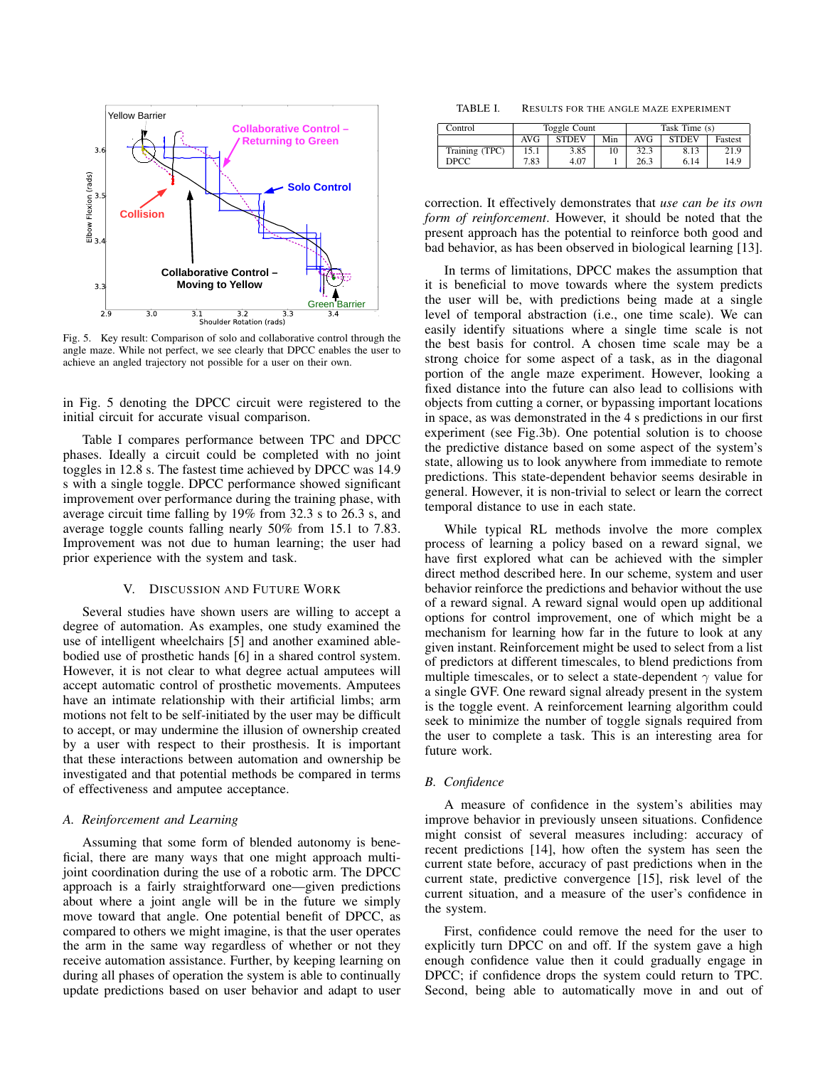Fig. 5. Key result: Comparison of solo and collaborative control through the angle maze. While not perfect, we see clearly that DPCC enables the user to achieve an angled trajectory not possible for a user on their own.

in Fig. 5 denoting the DPCC circuit were registered to the initial circuit for accurate visual comparison.

Table I compares performance between TPC and DPCC phases. Ideally a circuit could be completed with no joint toggles in 12.8 s. The fastest time achieved by DPCC was 14.9 s with a single toggle. DPCC performance showed significant improvement over performance during the training phase, with average circuit time falling by 19% from 32.3 s to 26.3 s, and average toggle counts falling nearly 50% from 15.1 to 7.83. Improvement was not due to human learning; the user had prior experience with the system and task.

## V. Discussion and Future Work

Several studies have shown users are willing to accept a degree of automation. As examples, one study examined the use of intelligent wheelchairs [5] and another examined able-bodied use of prosthetic hands [6] in a shared control system. However, it is not clear to what degree actual amputees will accept automatic control of prosthetic movements. Amputees have an intimate relationship with their artificial limbs; arm motions not felt to be self-initiated by the user may be difficult to accept, or may undermine the illusion of ownership created by a user with respect to their prosthesis. It is important that these interactions between automation and ownership be investigated and that potential methods be compared in terms of effectiveness and amputee acceptance.

### A. Reinforcement and Learning

Assuming that some form of blended autonomy is beneficial, there are many ways that one might approach multi-joint coordination during the use of a robotic arm. The DPCC approach is a fairly straightforward one—given predictions about where a joint angle will be in the future we simply move toward that angle. One potential benefit of DPCC, as compared to others we might imagine, is that the user operates the arm in the same way regardless of whether or not they receive automation assistance. Further, by keeping learning on during all phases of operation the system is able to continually update predictions based on user behavior and adapt to user

TABLE I. Results for the angle maze experiment

| Control | Toggle Count | | | Task Time (s) | | |
|---|---|---|---|---|---|---|
| | AVG | STDEV | Min | AVG | STDEV | Fastest |
| Training (TPC) | 15.1 | 3.85 | 10 | 32.3 | 8.13 | 21.9 |
| DPCC | 7.83 | 4.07 | 1 | 26.3 | 6.14 | 14.9 |

correction. It effectively demonstrates that *use can be its own form of reinforcement*. However, it should be noted that the present approach has the potential to reinforce both good and bad behavior, as has been observed in biological learning [13].

In terms of limitations, DPCC makes the assumption that it is beneficial to move towards where the system predicts the user will be, with predictions being made at a single level of temporal abstraction (i.e., one time scale). We can easily identify situations where a single time scale is not the best basis for control. A chosen time scale may be a strong choice for some aspect of a task, as in the diagonal portion of the angle maze experiment. However, looking a fixed distance into the future can also lead to collisions with objects from cutting a corner, or bypassing important locations in space, as was demonstrated in the 4 s predictions in our first experiment (see Fig.3b). One potential solution is to choose the predictive distance based on some aspect of the system's state, allowing us to look anywhere from immediate to remote predictions. This state-dependent behavior seems desirable in general. However, it is non-trivial to select or learn the correct temporal distance to use in each state.

While typical RL methods involve the more complex process of learning a policy based on a reward signal, we have first explored what can be achieved with the simpler direct method described here. In our scheme, system and user behavior reinforce the predictions and behavior without the use of a reward signal. A reward signal would open up additional options for control improvement, one of which might be a mechanism for learning how far in the future to look at any given instant. Reinforcement might be used to select from a list of predictors at different timescales, to blend predictions from multiple timescales, or to select a state-dependent $\gamma$ value for a single GVF. One reward signal already present in the system is the toggle event. A reinforcement learning algorithm could seek to minimize the number of toggle signals required from the user to complete a task. This is an interesting area for future work.

### B. Confidence

A measure of confidence in the system's abilities may improve behavior in previously unseen situations. Confidence might consist of several measures including: accuracy of recent predictions [14], how often the system has seen the current state before, accuracy of past predictions when in the current state, predictive convergence [15], risk level of the current situation, and a measure of the user's confidence in the system.

First, confidence could remove the need for the user to explicitly turn DPCC on and off. If the system gave a high enough confidence value then it could gradually engage in DPCC; if confidence drops the system could return to TPC. Second, being able to automatically move in and out of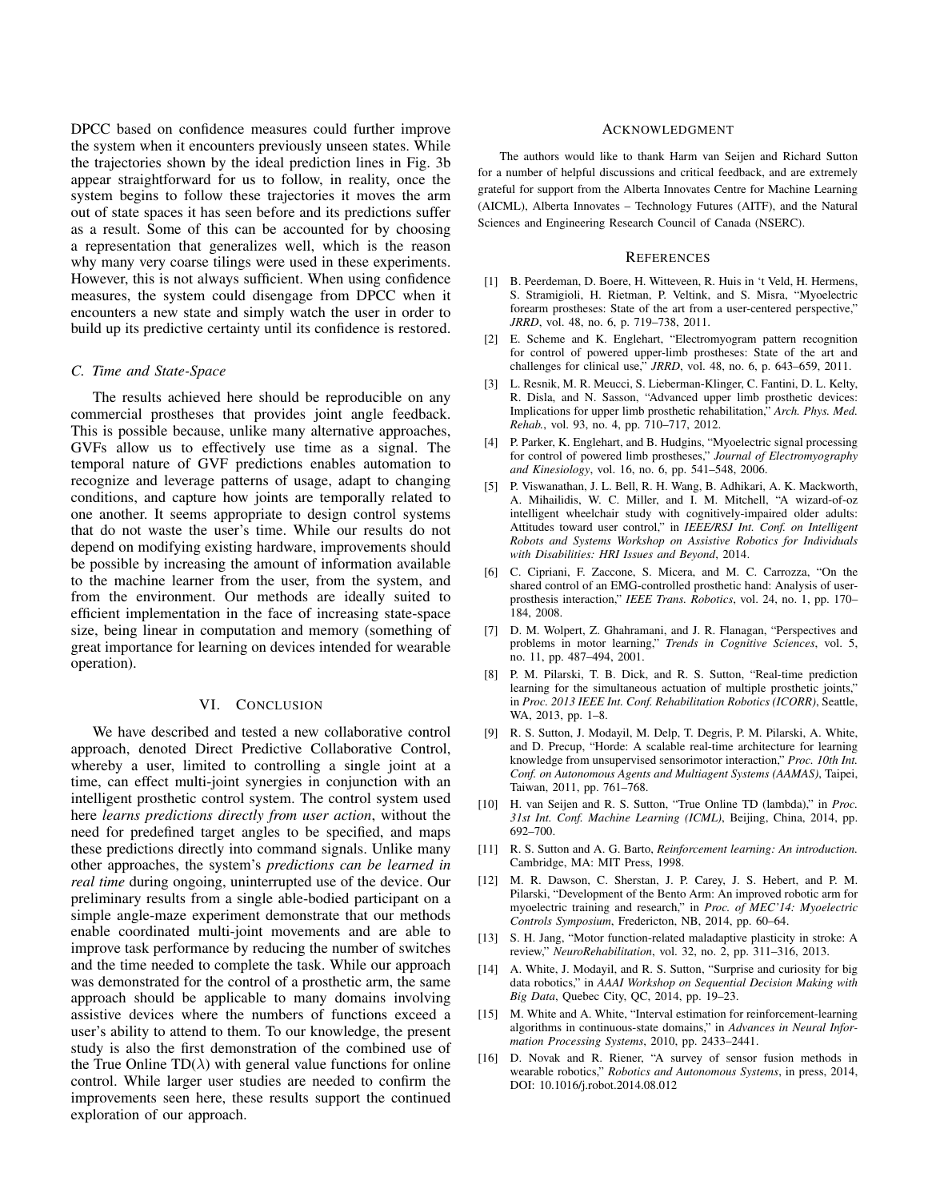DPCC based on confidence measures could further improve the system when it encounters previously unseen states. While the trajectories shown by the ideal prediction lines in Fig. 3b appear straightforward for us to follow, in reality, once the system begins to follow these trajectories it moves the arm out of state spaces it has seen before and its predictions suffer as a result. Some of this can be accounted for by choosing a representation that generalizes well, which is the reason why many very coarse tilings were used in these experiments. However, this is not always sufficient. When using confidence measures, the system could disengage from DPCC when it encounters a new state and simply watch the user in order to build up its predictive certainty until its confidence is restored.

### C. Time and State-Space

The results achieved here should be reproducible on any commercial prostheses that provides joint angle feedback. This is possible because, unlike many alternative approaches, GVFs allow us to effectively use time as a signal. The temporal nature of GVF predictions enables automation to recognize and leverage patterns of usage, adapt to changing conditions, and capture how joints are temporally related to one another. It seems appropriate to design control systems that do not waste the user's time. While our results do not depend on modifying existing hardware, improvements should be possible by increasing the amount of information available to the machine learner from the user, from the system, and from the environment. Our methods are ideally suited to efficient implementation in the face of increasing state-space size, being linear in computation and memory (something of great importance for learning on devices intended for wearable operation).

## VI. Conclusion

We have described and tested a new collaborative control approach, denoted Direct Predictive Collaborative Control, whereby a user, limited to controlling a single joint at a time, can effect multi-joint synergies in conjunction with an intelligent prosthetic control system. The control system used here *learns predictions directly from user action*, without the need for predefined target angles to be specified, and maps these predictions directly into command signals. Unlike many other approaches, the system's *predictions can be learned in real time* during ongoing, uninterrupted use of the device. Our preliminary results from a single able-bodied participant on a simple angle-maze experiment demonstrate that our methods enable coordinated multi-joint movements and are able to improve task performance by reducing the number of switches and the time needed to complete the task. While our approach was demonstrated for the control of a prosthetic arm, the same approach should be applicable to many domains involving assistive devices where the numbers of functions exceed a user's ability to attend to them. To our knowledge, the present study is also the first demonstration of the combined use of the True Online TD($\lambda$) with general value functions for online control. While larger user studies are needed to confirm the improvements seen here, these results support the continued exploration of our approach.

## Acknowledgment

The authors would like to thank Harm van Seijen and Richard Sutton for a number of helpful discussions and critical feedback, and are extremely grateful for support from the Alberta Innovates Centre for Machine Learning (AICML), Alberta Innovates – Technology Futures (AITF), and the Natural Sciences and Engineering Research Council of Canada (NSERC).

## References

[1] B. Peerdeman, D. Boere, H. Witteveen, R. Huis in 't Veld, H. Hermens, S. Stramigioli, H. Rietman, P. Veltink, and S. Misra, "Myoelectric forearm prostheses: State of the art from a user-centered perspective," *JRRD*, vol. 48, no. 6, p. 719–738, 2011.

[2] E. Scheme and K. Englehart, "Electromyogram pattern recognition for control of powered upper-limb prostheses: State of the art and challenges for clinical use," *JRRD*, vol. 48, no. 6, p. 643–659, 2011.

[3] L. Resnik, M. R. Meucci, S. Lieberman-Klinger, C. Fantini, D. L. Kelty, R. Disla, and N. Sasson, "Advanced upper limb prosthetic devices: Implications for upper limb prosthetic rehabilitation," *Arch. Phys. Med. Rehab.*, vol. 93, no. 4, pp. 710–717, 2012.

[4] P. Parker, K. Englehart, and B. Hudgins, "Myoelectric signal processing for control of powered limb prostheses," *Journal of Electromyography and Kinesiology*, vol. 16, no. 6, pp. 541–548, 2006.

[5] P. Viswanathan, J. L. Bell, R. H. Wang, B. Adhikari, A. K. Mackworth, A. Mihailidis, W. C. Miller, and I. M. Mitchell, "A wizard-of-oz intelligent wheelchair study with cognitively-impaired older adults: Attitudes toward user control," in *IEEE/RSJ Int. Conf. on Intelligent Robots and Systems Workshop on Assistive Robotics for Individuals with Disabilities: HRI Issues and Beyond*, 2014.

[6] C. Cipriani, F. Zaccone, S. Micera, and M. C. Carrozza, "On the shared control of an EMG-controlled prosthetic hand: Analysis of user-prosthesis interaction," *IEEE Trans. Robotics*, vol. 24, no. 1, pp. 170–184, 2008.

[7] D. M. Wolpert, Z. Ghahramani, and J. R. Flanagan, "Perspectives and problems in motor learning," *Trends in Cognitive Sciences*, vol. 5, no. 11, pp. 487–494, 2001.

[8] P. M. Pilarski, T. B. Dick, and R. S. Sutton, "Real-time prediction learning for the simultaneous actuation of multiple prosthetic joints," in *Proc. 2013 IEEE Int. Conf. Rehabilitation Robotics (ICORR)*, Seattle, WA, 2013, pp. 1–8.

[9] R. S. Sutton, J. Modayil, M. Delp, T. Degris, P. M. Pilarski, A. White, and D. Precup, "Horde: A scalable real-time architecture for learning knowledge from unsupervised sensorimotor interaction," *Proc. 10th Int. Conf. on Autonomous Agents and Multiagent Systems (AAMAS)*, Taipei, Taiwan, 2011, pp. 761–768.

[10] H. van Seijen and R. S. Sutton, "True Online TD (lambda)," in *Proc. 31st Int. Conf. Machine Learning (ICML)*, Beijing, China, 2014, pp. 692–700.

[11] R. S. Sutton and A. G. Barto, *Reinforcement learning: An introduction.* Cambridge, MA: MIT Press, 1998.

[12] M. R. Dawson, C. Sherstan, J. P. Carey, J. S. Hebert, and P. M. Pilarski, "Development of the Bento Arm: An improved robotic arm for myoelectric training and research," in *Proc. of MEC'14: Myoelectric Controls Symposium*, Fredericton, NB, 2014, pp. 60–64.

[13] S. H. Jang, "Motor function-related maladaptive plasticity in stroke: A review," *NeuroRehabilitation*, vol. 32, no. 2, pp. 311–316, 2013.

[14] A. White, J. Modayil, and R. S. Sutton, "Surprise and curiosity for big data robotics," in *AAAI Workshop on Sequential Decision Making with Big Data*, Quebec City, QC, 2014, pp. 19–23.

[15] M. White and A. White, "Interval estimation for reinforcement-learning algorithms in continuous-state domains," in *Advances in Neural Information Processing Systems*, 2010, pp. 2433–2441.

[16] D. Novak and R. Riener, "A survey of sensor fusion methods in wearable robotics," *Robotics and Autonomous Systems*, in press, 2014, DOI: 10.1016/j.robot.2014.08.012